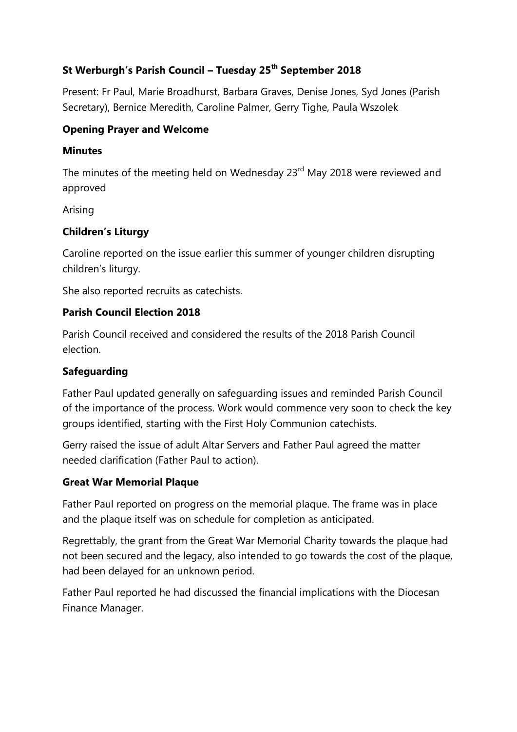## St Werburgh's Parish Council – Tuesday 25th September 2018

Present: Fr Paul, Marie Broadhurst, Barbara Graves, Denise Jones, Syd Jones (Parish Secretary), Bernice Meredith, Caroline Palmer, Gerry Tighe, Paula Wszolek

### Opening Prayer and Welcome

### Minutes

The minutes of the meeting held on Wednesday 23rd May 2018 were reviewed and approved

Arising

### Children's Liturgy

Caroline reported on the issue earlier this summer of younger children disrupting children's liturgy.

She also reported recruits as catechists.

### Parish Council Election 2018

Parish Council received and considered the results of the 2018 Parish Council election.

### Safeguarding

Father Paul updated generally on safeguarding issues and reminded Parish Council of the importance of the process. Work would commence very soon to check the key groups identified, starting with the First Holy Communion catechists.

Gerry raised the issue of adult Altar Servers and Father Paul agreed the matter needed clarification (Father Paul to action).

### Great War Memorial Plaque

Father Paul reported on progress on the memorial plaque. The frame was in place and the plaque itself was on schedule for completion as anticipated.

Regrettably, the grant from the Great War Memorial Charity towards the plaque had not been secured and the legacy, also intended to go towards the cost of the plaque, had been delayed for an unknown period.

Father Paul reported he had discussed the financial implications with the Diocesan Finance Manager.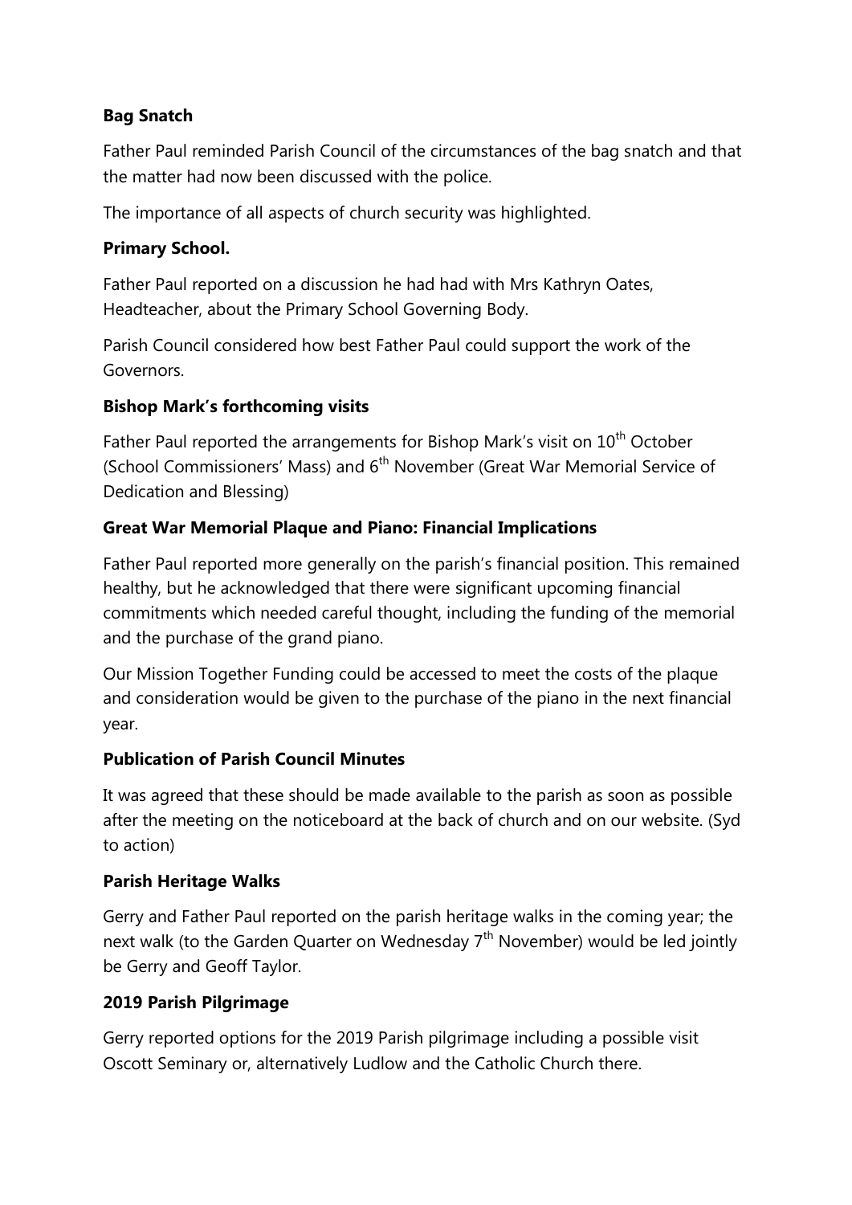**Bag Snatch**

Father Paul reminded Parish Council of the circumstances of the bag snatch and that the matter had now been discussed with the police.

The importance of all aspects of church security was highlighted.

**Primary School.**

Father Paul reported on a discussion he had had with Mrs Kathryn Oates, Headteacher, about the Primary School Governing Body.

Parish Council considered how best Father Paul could support the work of the Governors.

**Bishop Mark's forthcoming visits**

Father Paul reported the arrangements for Bishop Mark's visit on 10th October (School Commissioners' Mass) and 6th November (Great War Memorial Service of Dedication and Blessing)

**Great War Memorial Plaque and Piano: Financial Implications**

Father Paul reported more generally on the parish's financial position. This remained healthy, but he acknowledged that there were significant upcoming financial commitments which needed careful thought, including the funding of the memorial and the purchase of the grand piano.

Our Mission Together Funding could be accessed to meet the costs of the plaque and consideration would be given to the purchase of the piano in the next financial year.

**Publication of Parish Council Minutes**

It was agreed that these should be made available to the parish as soon as possible after the meeting on the noticeboard at the back of church and on our website. (Syd to action)

**Parish Heritage Walks**

Gerry and Father Paul reported on the parish heritage walks in the coming year; the next walk (to the Garden Quarter on Wednesday 7th November) would be led jointly be Gerry and Geoff Taylor.

**2019 Parish Pilgrimage**

Gerry reported options for the 2019 Parish pilgrimage including a possible visit Oscott Seminary or, alternatively Ludlow and the Catholic Church there.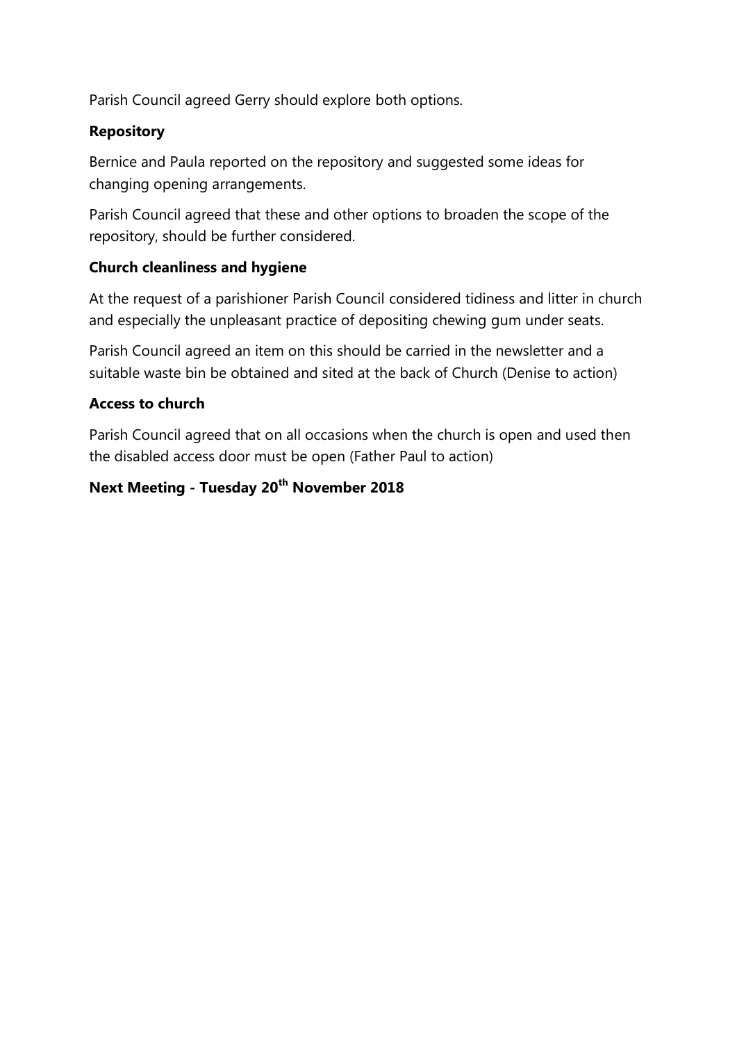Parish Council agreed Gerry should explore both options.

### Repository

Bernice and Paula reported on the repository and suggested some ideas for changing opening arrangements.

Parish Council agreed that these and other options to broaden the scope of the repository, should be further considered.

### Church cleanliness and hygiene

At the request of a parishioner Parish Council considered tidiness and litter in church and especially the unpleasant practice of depositing chewing gum under seats.

Parish Council agreed an item on this should be carried in the newsletter and a suitable waste bin be obtained and sited at the back of Church (Denise to action)

### Access to church

Parish Council agreed that on all occasions when the church is open and used then the disabled access door must be open (Father Paul to action)

### Next Meeting - Tuesday 20th November 2018